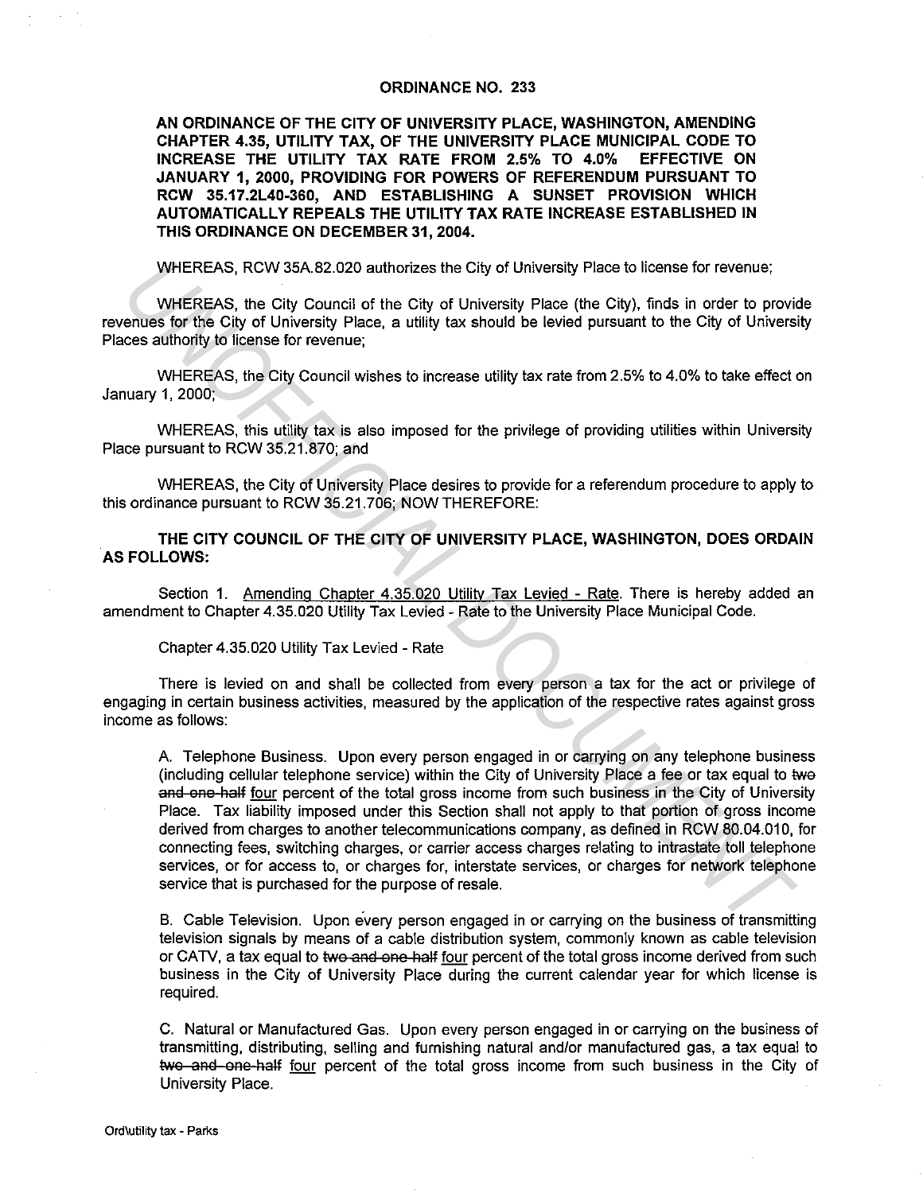# ORDINANCE NO. 233

**AN ORDINANCE OF THE CITY OF UNIVERSITY PLACE, WASHINGTON, AMENDING CHAPTER 4.35, UTILITY TAX, OF THE UNIVERSITY PLACE MUNICIPAL CODE TO INCREASE THE UTILITY TAX RATE FROM 2.5% TO 4.0% EFFECTIVE ON JANUARY 1, 2000, PROVIDING FOR POWERS OF REFERENDUM PURSUANT TO RCW 35.17.2L40-360, AND ESTABLISHING A SUNSET PROVISION WHICH AUTOMATICALLY REPEALS THE UTILITY TAX RATE INCREASE ESTABLISHED IN THIS ORDINANCE ON DECEMBER 31, 2004.**

WHEREAS, RCW 35A.82.020 authorizes the City of University Place to license for revenue;

WHEREAS, the City Council of the City of University Place (the City), finds in order to provide revenues for the City of University Place, a utility tax should be levied pursuant to the City of University Places authority to license for revenue;

WHEREAS, the City Council wishes to increase utility tax rate from 2.5% to 4.0% to take effect on January 1, 2000;

WHEREAS, this utility tax is also imposed for the privilege of providing utilities within University Place pursuant to RCW 35.21.870; and

WHEREAS, the City of University Place desires to provide for a referendum procedure to apply to this ordinance pursuant to RCW 35.21.706; NOW THEREFORE:

**THE CITY COUNCIL OF THE CITY OF UNIVERSITY PLACE, WASHINGTON, DOES ORDAIN AS FOLLOWS:**

Section 1. <u>Amending Chapter 4.35.020 Utility Tax Levied - Rate</u>. There is hereby added an amendment to Chapter 4.35.020 Utility Tax Levied - Rate to the University Place Municipal Code.

Chapter 4.35.020 Utility Tax Levied - Rate

There is levied on and shall be collected from every person a tax for the act or privilege of engaging in certain business activities, measured by the application of the respective rates against gross income as follows:

> A. Telephone Business. Upon every person engaged in or carrying on any telephone business (including cellular telephone service) within the City of University Place a fee or tax equal to ~~two and one-half~~ <u>four</u> percent of the total gross income from such business in the City of University Place. Tax liability imposed under this Section shall not apply to that portion of gross income derived from charges to another telecommunications company, as defined in RCW 80.04.010, for connecting fees, switching charges, or carrier access charges relating to intrastate toll telephone services, or for access to, or charges for, interstate services, or charges for network telephone service that is purchased for the purpose of resale.
>
> B. Cable Television. Upon every person engaged in or carrying on the business of transmitting television signals by means of a cable distribution system, commonly known as cable television or CATV, a tax equal to ~~two and one-half~~ <u>four</u> percent of the total gross income derived from such business in the City of University Place during the current calendar year for which license is required.
>
> C. Natural or Manufactured Gas. Upon every person engaged in or carrying on the business of transmitting, distributing, selling and furnishing natural and/or manufactured gas, a tax equal to ~~two and one-half~~ <u>four</u> percent of the total gross income from such business in the City of University Place.

Ord\utility tax - Parks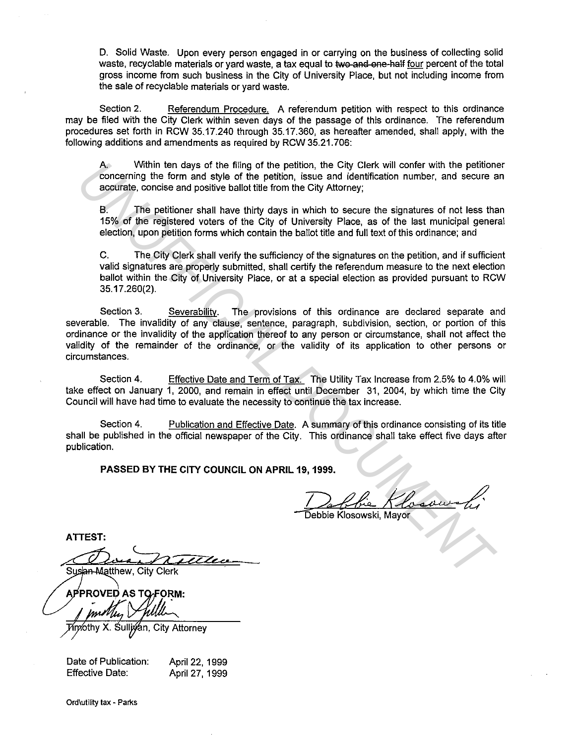D. Solid Waste. Upon every person engaged in or carrying on the business of collecting solid waste, recyclable materials or yard waste, a tax equal to ~~two and one-half~~ four percent of the total gross income from such business in the City of University Place, but not including income from the sale of recyclable materials or yard waste.

Section 2. Referendum Procedure. A referendum petition with respect to this ordinance may be filed with the City Clerk within seven days of the passage of this ordinance. The referendum procedures set forth in RCW 35.17.240 through 35.17.360, as hereafter amended, shall apply, with the following additions and amendments as required by RCW 35.21.706:

A. Within ten days of the filing of the petition, the City Clerk will confer with the petitioner concerning the form and style of the petition, issue and identification number, and secure an accurate, concise and positive ballot title from the City Attorney;

B. The petitioner shall have thirty days in which to secure the signatures of not less than 15% of the registered voters of the City of University Place, as of the last municipal general election, upon petition forms which contain the ballot title and full text of this ordinance; and

C. The City Clerk shall verify the sufficiency of the signatures on the petition, and if sufficient valid signatures are properly submitted, shall certify the referendum measure to the next election ballot within the City of University Place, or at a special election as provided pursuant to RCW 35.17.260(2).

Section 3. Severability. The provisions of this ordinance are declared separate and severable. The invalidity of any clause, sentence, paragraph, subdivision, section, or portion of this ordinance or the invalidity of the application thereof to any person or circumstance, shall not affect the validity of the remainder of the ordinance, or the validity of its application to other persons or circumstances.

Section 4. Effective Date and Term of Tax. The Utility Tax Increase from 2.5% to 4.0% will take effect on January 1, 2000, and remain in effect until December 31, 2004, by which time the City Council will have had time to evaluate the necessity to continue the tax increase.

Section 4. Publication and Effective Date. A summary of this ordinance consisting of its title shall be published in the official newspaper of the City. This ordinance shall take effect five days after publication.

**PASSED BY THE CITY COUNCIL ON APRIL 19, 1999.**

Debbie Klosowski, Mayor

**ATTEST:**

Susan Matthew, City Clerk

**APPROVED AS TO FORM:**

Timothy X. Sullivan, City Attorney

Date of Publication: April 22, 1999
Effective Date: April 27, 1999

Ord\utility tax - Parks